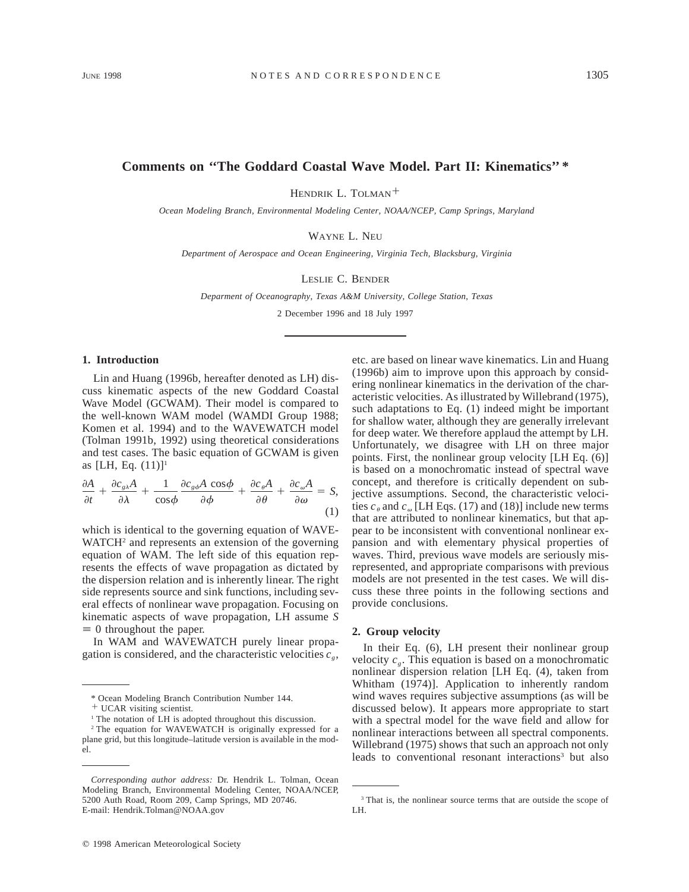# Comments on "The Goddard Coastal Wave Model. Part II: Kinematics" *

HENDRIK L. TOLMAN+

*Ocean Modeling Branch, Environmental Modeling Center, NOAA/NCEP, Camp Springs, Maryland*

WAYNE L. NEU

*Department of Aerospace and Ocean Engineering, Virginia Tech, Blacksburg, Virginia*

LESLIE C. BENDER

*Deparment of Oceanography, Texas A&M University, College Station, Texas*

2 December 1996 and 18 July 1997

## 1. Introduction

Lin and Huang (1996b, hereafter denoted as LH) discuss kinematic aspects of the new Goddard Coastal Wave Model (GCWAM). Their model is compared to the well-known WAM model (WAMDI Group 1988; Komen et al. 1994) and to the WAVEWATCH model (Tolman 1991b, 1992) using theoretical considerations and test cases. The basic equation of GCWAM is given as [LH, Eq. (11)][1]

$$\frac{\partial A}{\partial t} + \frac{\partial c_{g\lambda} A}{\partial \lambda} + \frac{1}{\cos\phi}\frac{\partial c_{g\phi} A \cos\phi}{\partial \phi} + \frac{\partial c_{\theta} A}{\partial \theta} + \frac{\partial c_{\omega} A}{\partial \omega} = S, \tag{1}$$

which is identical to the governing equation of WAVEWATCH[2] and represents an extension of the governing equation of WAM. The left side of this equation represents the effects of wave propagation as dictated by the dispersion relation and is inherently linear. The right side represents source and sink functions, including several effects of nonlinear wave propagation. Focusing on kinematic aspects of wave propagation, LH assume $S \equiv 0$ throughout the paper.

In WAM and WAVEWATCH purely linear propagation is considered, and the characteristic velocities $c_g$, etc. are based on linear wave kinematics. Lin and Huang (1996b) aim to improve upon this approach by considering nonlinear kinematics in the derivation of the characteristic velocities. As illustrated by Willebrand (1975), such adaptations to Eq. (1) indeed might be important for shallow water, although they are generally irrelevant for deep water. We therefore applaud the attempt by LH. Unfortunately, we disagree with LH on three major points. First, the nonlinear group velocity [LH Eq. (6)] is based on a monochromatic instead of spectral wave concept, and therefore is critically dependent on subjective assumptions. Second, the characteristic velocities $c_\theta$ and $c_\omega$ [LH Eqs. (17) and (18)] include new terms that are attributed to nonlinear kinematics, but that appear to be inconsistent with conventional nonlinear expansion and with elementary physical properties of waves. Third, previous wave models are seriously misrepresented, and appropriate comparisons with previous models are not presented in the test cases. We will discuss these three points in the following sections and provide conclusions.

## 2. Group velocity

In their Eq. (6), LH present their nonlinear group velocity $c_g$. This equation is based on a monochromatic nonlinear dispersion relation [LH Eq. (4), taken from Whitham (1974)]. Application to inherently random wind waves requires subjective assumptions (as will be discussed below). It appears more appropriate to start with a spectral model for the wave field and allow for nonlinear interactions between all spectral components. Willebrand (1975) shows that such an approach not only leads to conventional resonant interactions[3] but also

---

\* Ocean Modeling Branch Contribution Number 144.

+ UCAR visiting scientist.

[1] The notation of LH is adopted throughout this discussion.

[2] The equation for WAVEWATCH is originally expressed for a plane grid, but this longitude–latitude version is available in the model.

[3] That is, the nonlinear source terms that are outside the scope of LH.

*Corresponding author address:* Dr. Hendrik L. Tolman, Ocean Modeling Branch, Environmental Modeling Center, NOAA/NCEP, 5200 Auth Road, Room 209, Camp Springs, MD 20746.
E-mail: Hendrik.Tolman@NOAA.gov

© 1998 American Meteorological Society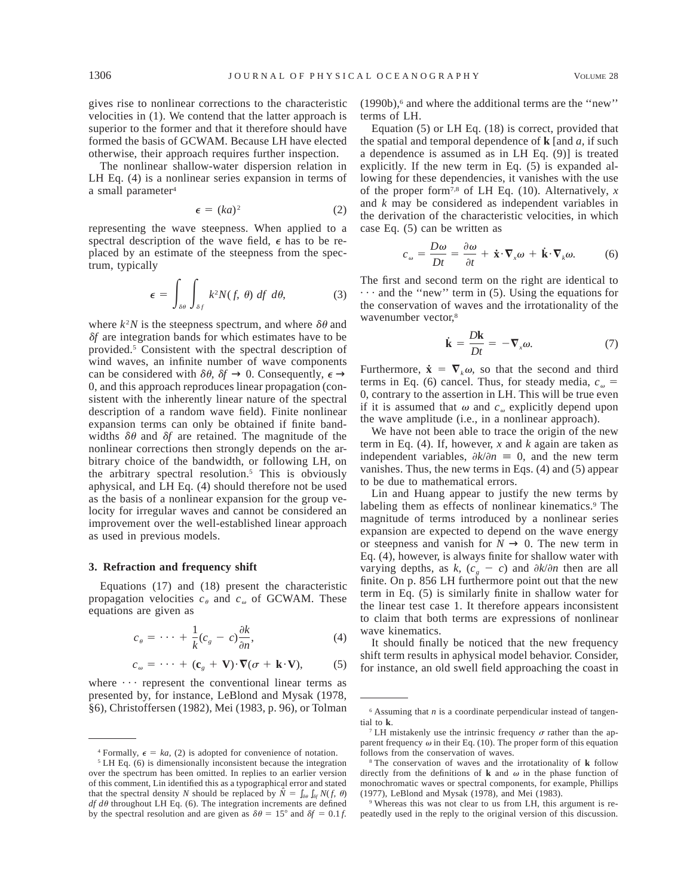gives rise to nonlinear corrections to the characteristic velocities in (1). We contend that the latter approach is superior to the former and that it therefore should have formed the basis of GCWAM. Because LH have elected otherwise, their approach requires further inspection.

The nonlinear shallow-water dispersion relation in LH Eq. (4) is a nonlinear series expansion in terms of a small parameter[4]

$$\epsilon = (ka)^2 \tag{2}$$

representing the wave steepness. When applied to a spectral description of the wave field, $\epsilon$ has to be replaced by an estimate of the steepness from the spectrum, typically

$$\epsilon = \int_{\delta\theta}\int_{\delta f} k^2 N(f, \theta)\, df\, d\theta, \tag{3}$$

where $k^2N$ is the steepness spectrum, and where $\delta\theta$ and $\delta f$ are integration bands for which estimates have to be provided.[5] Consistent with the spectral description of wind waves, an infinite number of wave components can be considered with $\delta\theta$, $\delta f \rightarrow 0$. Consequently, $\epsilon \rightarrow 0$, and this approach reproduces linear propagation (consistent with the inherently linear nature of the spectral description of a random wave field). Finite nonlinear expansion terms can only be obtained if finite bandwidths $\delta\theta$ and $\delta f$ are retained. The magnitude of the nonlinear corrections then strongly depends on the arbitrary choice of the bandwidth, or following LH, on the arbitrary spectral resolution.[5] This is obviously aphysical, and LH Eq. (4) should therefore not be used as the basis of a nonlinear expansion for the group velocity for irregular waves and cannot be considered an improvement over the well-established linear approach as used in previous models.

### 3. Refraction and frequency shift

Equations (17) and (18) present the characteristic propagation velocities $c_\theta$ and $c_\omega$ of GCWAM. These equations are given as

$$c_\theta = \cdots + \frac{1}{k}(c_g - c)\frac{\partial k}{\partial n}, \tag{4}$$

$$c_\omega = \cdots + (\mathbf{c}_g + \mathbf{V})\cdot\nabla(\sigma + \mathbf{k}\cdot\mathbf{V}), \tag{5}$$

where $\cdots$ represent the conventional linear terms as presented by, for instance, LeBlond and Mysak (1978, §6), Christoffersen (1982), Mei (1983, p. 96), or Tolman (1990b),[6] and where the additional terms are the "new" terms of LH.

Equation (5) or LH Eq. (18) is correct, provided that the spatial and temporal dependence of $\mathbf{k}$ [and $a$, if such a dependence is assumed as in LH Eq. (9)] is treated explicitly. If the new term in Eq. (5) is expanded allowing for these dependencies, it vanishes with the use of the proper form[7,8] of LH Eq. (10). Alternatively, $x$ and $k$ may be considered as independent variables in the derivation of the characteristic velocities, in which case Eq. (5) can be written as

$$c_\omega = \frac{D\omega}{Dt} = \frac{\partial\omega}{\partial t} + \dot{\mathbf{x}}\cdot\nabla_x\omega + \dot{\mathbf{k}}\cdot\nabla_k\omega. \tag{6}$$

The first and second term on the right are identical to $\cdots$ and the "new" term in (5). Using the equations for the conservation of waves and the irrotationality of the wavenumber vector,[8]

$$\dot{\mathbf{k}} = \frac{D\mathbf{k}}{Dt} = -\nabla_x\omega. \tag{7}$$

Furthermore, $\dot{\mathbf{x}} = \nabla_k\omega$, so that the second and third terms in Eq. (6) cancel. Thus, for steady media, $c_\omega = 0$, contrary to the assertion in LH. This will be true even if it is assumed that $\omega$ and $c_\omega$ explicitly depend upon the wave amplitude (i.e., in a nonlinear approach).

We have not been able to trace the origin of the new term in Eq. (4). If, however, $x$ and $k$ again are taken as independent variables, $\partial k/\partial n \equiv 0$, and the new term vanishes. Thus, the new terms in Eqs. (4) and (5) appear to be due to mathematical errors.

Lin and Huang appear to justify the new terms by labeling them as effects of nonlinear kinematics.[9] The magnitude of terms introduced by a nonlinear series expansion are expected to depend on the wave energy or steepness and vanish for $N \rightarrow 0$. The new term in Eq. (4), however, is always finite for shallow water with varying depths, as $k$, $(c_g - c)$ and $\partial k/\partial n$ then are all finite. On p. 856 LH furthermore point out that the new term in Eq. (5) is similarly finite in shallow water for the linear test case 1. It therefore appears inconsistent to claim that both terms are expressions of nonlinear wave kinematics.

It should finally be noticed that the new frequency shift term results in aphysical model behavior. Consider, for instance, an old swell field approaching the coast in

---

[4] Formally, $\epsilon = ka$, (2) is adopted for convenience of notation.

[5] LH Eq. (6) is dimensionally inconsistent because the integration over the spectrum has been omitted. In replies to an earlier version of this comment, Lin identified this as a typographical error and stated that the spectral density $N$ should be replaced by $\hat{N} = \int_{\delta\theta}\int_{\delta f} N(f, \theta)\, df\, d\theta$ throughout LH Eq. (6). The integration increments are defined by the spectral resolution and are given as $\delta\theta = 15°$ and $\delta f = 0.1f$.

[6] Assuming that $n$ is a coordinate perpendicular instead of tangential to $\mathbf{k}$.

[7] LH mistakenly use the intrinsic frequency $\sigma$ rather than the apparent frequency $\omega$ in their Eq. (10). The proper form of this equation follows from the conservation of waves.

[8] The conservation of waves and the irrotationality of $\mathbf{k}$ follow directly from the definitions of $\mathbf{k}$ and $\omega$ in the phase function of monochromatic waves or spectral components, for example, Phillips (1977), LeBlond and Mysak (1978), and Mei (1983).

[9] Whereas this was not clear to us from LH, this argument is repeatedly used in the reply to the original version of this discussion.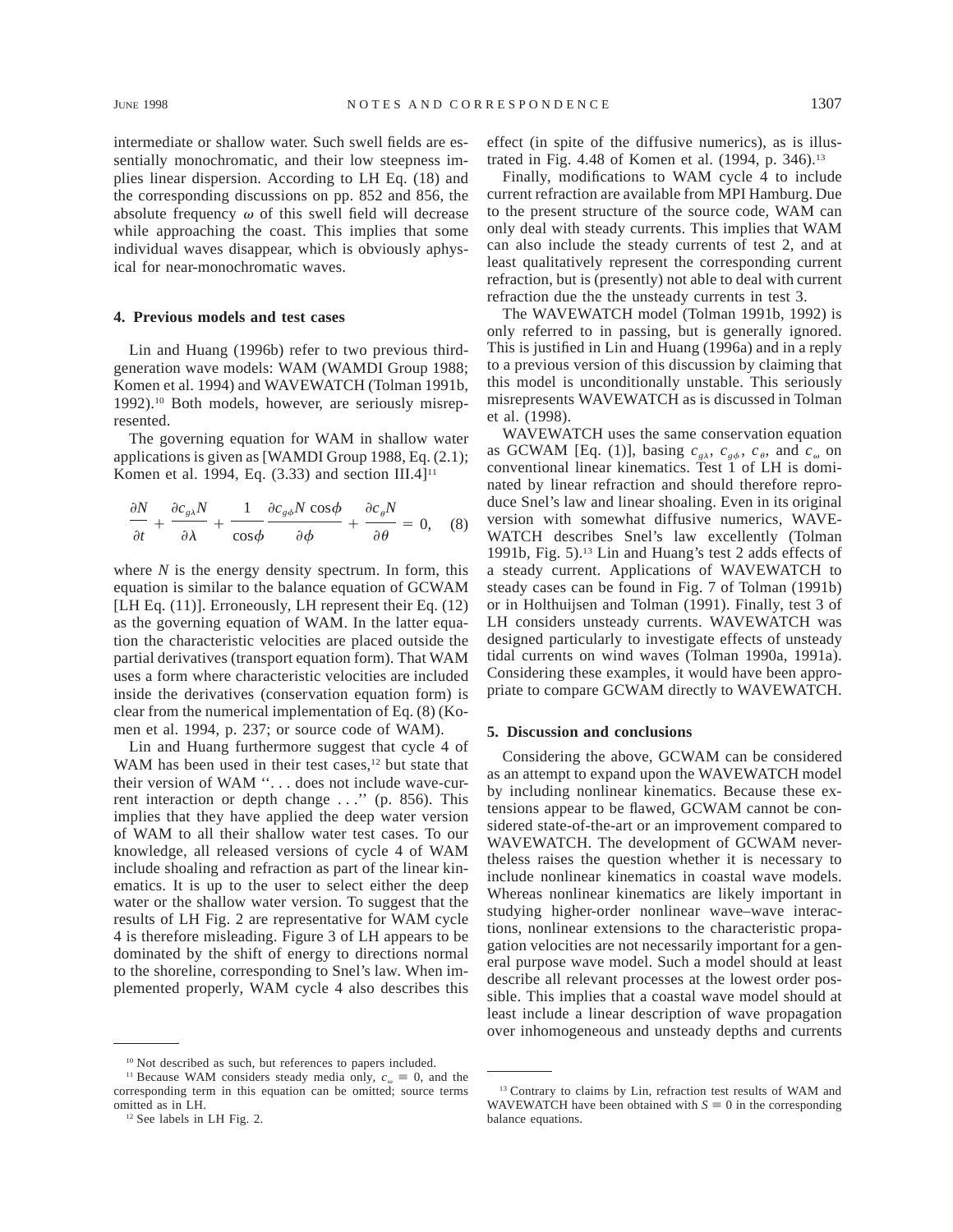intermediate or shallow water. Such swell fields are essentially monochromatic, and their low steepness implies linear dispersion. According to LH Eq. (18) and the corresponding discussions on pp. 852 and 856, the absolute frequency $\omega$ of this swell field will decrease while approaching the coast. This implies that some individual waves disappear, which is obviously aphysical for near-monochromatic waves.

## 4. Previous models and test cases

Lin and Huang (1996b) refer to two previous third-generation wave models: WAM (WAMDI Group 1988; Komen et al. 1994) and WAVEWATCH (Tolman 1991b, 1992).[10] Both models, however, are seriously misrepresented.

The governing equation for WAM in shallow water applications is given as [WAMDI Group 1988, Eq. (2.1); Komen et al. 1994, Eq. (3.33) and section III.4][11]

$$\frac{\partial N}{\partial t} + \frac{\partial c_{g\lambda} N}{\partial \lambda} + \frac{1}{\cos\phi} \frac{\partial c_{g\phi} N \cos\phi}{\partial \phi} + \frac{\partial c_{\theta} N}{\partial \theta} = 0, \quad (8)$$

where $N$ is the energy density spectrum. In form, this equation is similar to the balance equation of GCWAM [LH Eq. (11)]. Erroneously, LH represent their Eq. (12) as the governing equation of WAM. In the latter equation the characteristic velocities are placed outside the partial derivatives (transport equation form). That WAM uses a form where characteristic velocities are included inside the derivatives (conservation equation form) is clear from the numerical implementation of Eq. (8) (Komen et al. 1994, p. 237; or source code of WAM).

Lin and Huang furthermore suggest that cycle 4 of WAM has been used in their test cases,[12] but state that their version of WAM ''. . . does not include wave-current interaction or depth change . . .'' (p. 856). This implies that they have applied the deep water version of WAM to all their shallow water test cases. To our knowledge, all released versions of cycle 4 of WAM include shoaling and refraction as part of the linear kinematics. It is up to the user to select either the deep water or the shallow water version. To suggest that the results of LH Fig. 2 are representative for WAM cycle 4 is therefore misleading. Figure 3 of LH appears to be dominated by the shift of energy to directions normal to the shoreline, corresponding to Snel's law. When implemented properly, WAM cycle 4 also describes this effect (in spite of the diffusive numerics), as is illustrated in Fig. 4.48 of Komen et al. (1994, p. 346).[13]

Finally, modifications to WAM cycle 4 to include current refraction are available from MPI Hamburg. Due to the present structure of the source code, WAM can only deal with steady currents. This implies that WAM can also include the steady currents of test 2, and at least qualitatively represent the corresponding current refraction, but is (presently) not able to deal with current refraction due the the unsteady currents in test 3.

The WAVEWATCH model (Tolman 1991b, 1992) is only referred to in passing, but is generally ignored. This is justified in Lin and Huang (1996a) and in a reply to a previous version of this discussion by claiming that this model is unconditionally unstable. This seriously misrepresents WAVEWATCH as is discussed in Tolman et al. (1998).

WAVEWATCH uses the same conservation equation as GCWAM [Eq. (1)], basing $c_{g\lambda}$, $c_{g\phi}$, $c_{\theta}$, and $c_{\omega}$ on conventional linear kinematics. Test 1 of LH is dominated by linear refraction and should therefore reproduce Snel's law and linear shoaling. Even in its original version with somewhat diffusive numerics, WAVEWATCH describes Snel's law excellently (Tolman 1991b, Fig. 5).[13] Lin and Huang's test 2 adds effects of a steady current. Applications of WAVEWATCH to steady cases can be found in Fig. 7 of Tolman (1991b) or in Holthuijsen and Tolman (1991). Finally, test 3 of LH considers unsteady currents. WAVEWATCH was designed particularly to investigate effects of unsteady tidal currents on wind waves (Tolman 1990a, 1991a). Considering these examples, it would have been appropriate to compare GCWAM directly to WAVEWATCH.

## 5. Discussion and conclusions

Considering the above, GCWAM can be considered as an attempt to expand upon the WAVEWATCH model by including nonlinear kinematics. Because these extensions appear to be flawed, GCWAM cannot be considered state-of-the-art or an improvement compared to WAVEWATCH. The development of GCWAM nevertheless raises the question whether it is necessary to include nonlinear kinematics in coastal wave models. Whereas nonlinear kinematics are likely important in studying higher-order nonlinear wave–wave interactions, nonlinear extensions to the characteristic propagation velocities are not necessarily important for a general purpose wave model. Such a model should at least describe all relevant processes at the lowest order possible. This implies that a coastal wave model should at least include a linear description of wave propagation over inhomogeneous and unsteady depths and currents

---

[10] Not described as such, but references to papers included.

[11] Because WAM considers steady media only, $c_{\omega} \equiv 0$, and the corresponding term in this equation can be omitted; source terms omitted as in LH.

[12] See labels in LH Fig. 2.

[13] Contrary to claims by Lin, refraction test results of WAM and WAVEWATCH have been obtained with $S \equiv 0$ in the corresponding balance equations.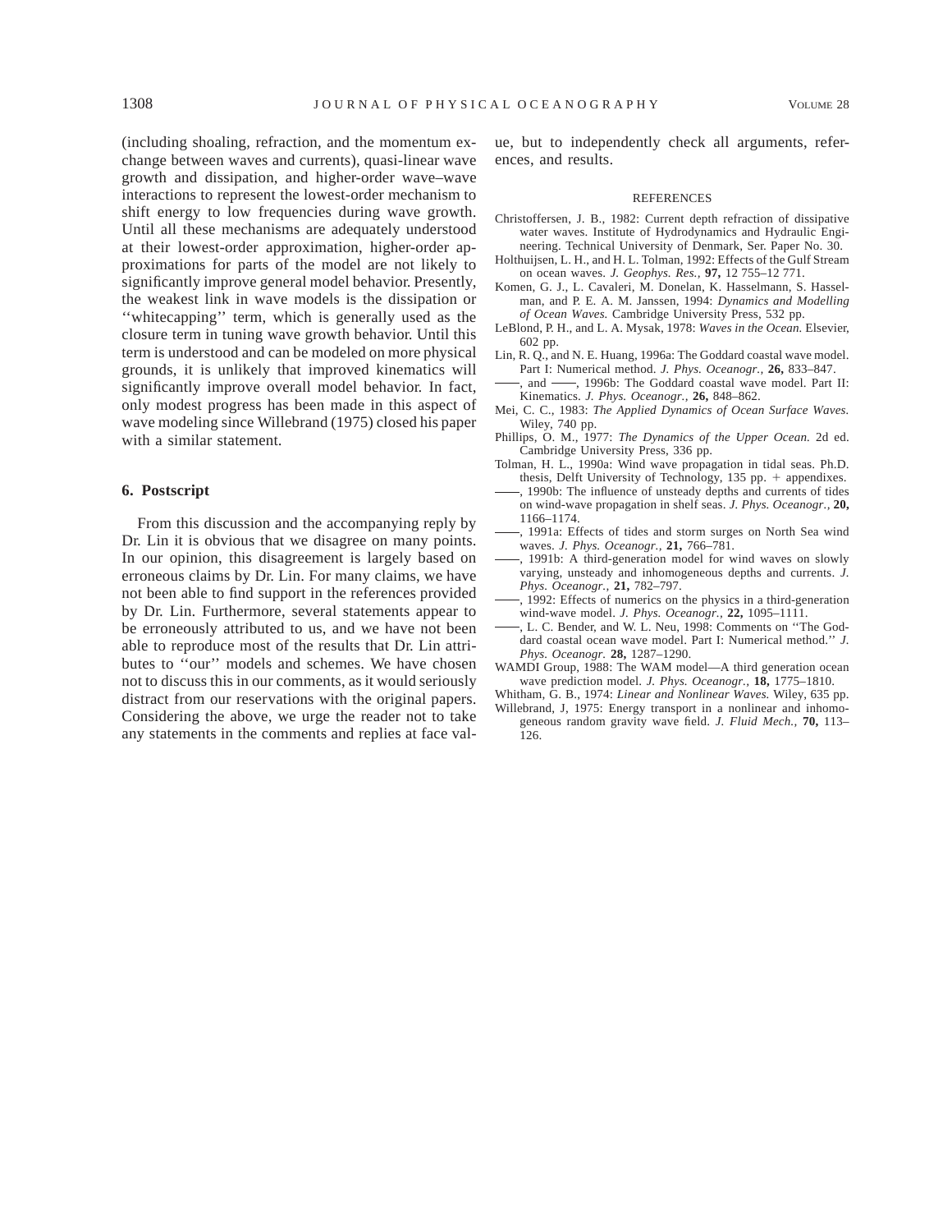(including shoaling, refraction, and the momentum exchange between waves and currents), quasi-linear wave growth and dissipation, and higher-order wave–wave interactions to represent the lowest-order mechanism to shift energy to low frequencies during wave growth. Until all these mechanisms are adequately understood at their lowest-order approximation, higher-order approximations for parts of the model are not likely to significantly improve general model behavior. Presently, the weakest link in wave models is the dissipation or ''whitecapping'' term, which is generally used as the closure term in tuning wave growth behavior. Until this term is understood and can be modeled on more physical grounds, it is unlikely that improved kinematics will significantly improve overall model behavior. In fact, only modest progress has been made in this aspect of wave modeling since Willebrand (1975) closed his paper with a similar statement.

## 6. Postscript

From this discussion and the accompanying reply by Dr. Lin it is obvious that we disagree on many points. In our opinion, this disagreement is largely based on erroneous claims by Dr. Lin. For many claims, we have not been able to find support in the references provided by Dr. Lin. Furthermore, several statements appear to be erroneously attributed to us, and we have not been able to reproduce most of the results that Dr. Lin attributes to ''our'' models and schemes. We have chosen not to discuss this in our comments, as it would seriously distract from our reservations with the original papers. Considering the above, we urge the reader not to take any statements in the comments and replies at face value, but to independently check all arguments, references, and results.

### REFERENCES

Christoffersen, J. B., 1982: Current depth refraction of dissipative water waves. Institute of Hydrodynamics and Hydraulic Engineering. Technical University of Denmark, Ser. Paper No. 30.

Holthuijsen, L. H., and H. L. Tolman, 1992: Effects of the Gulf Stream on ocean waves. *J. Geophys. Res.,* **97,** 12 755–12 771.

Komen, G. J., L. Cavaleri, M. Donelan, K. Hasselmann, S. Hasselmann, and P. E. A. M. Janssen, 1994: *Dynamics and Modelling of Ocean Waves.* Cambridge University Press, 532 pp.

LeBlond, P. H., and L. A. Mysak, 1978: *Waves in the Ocean.* Elsevier, 602 pp.

Lin, R. Q., and N. E. Huang, 1996a: The Goddard coastal wave model. Part I: Numerical method. *J. Phys. Oceanogr.,* **26,** 833–847.

——, and ——, 1996b: The Goddard coastal wave model. Part II: Kinematics. *J. Phys. Oceanogr.,* **26,** 848–862.

Mei, C. C., 1983: *The Applied Dynamics of Ocean Surface Waves.* Wiley, 740 pp.

Phillips, O. M., 1977: *The Dynamics of the Upper Ocean.* 2d ed. Cambridge University Press, 336 pp.

Tolman, H. L., 1990a: Wind wave propagation in tidal seas. Ph.D. thesis, Delft University of Technology, 135 pp. + appendixes.

——, 1990b: The influence of unsteady depths and currents of tides on wind-wave propagation in shelf seas. *J. Phys. Oceanogr.,* **20,** 1166–1174.

——, 1991a: Effects of tides and storm surges on North Sea wind waves. *J. Phys. Oceanogr.,* **21,** 766–781.

——, 1991b: A third-generation model for wind waves on slowly varying, unsteady and inhomogeneous depths and currents. *J. Phys. Oceanogr.,* **21,** 782–797.

——, 1992: Effects of numerics on the physics in a third-generation wind-wave model. *J. Phys. Oceanogr.,* **22,** 1095–1111.

——, L. C. Bender, and W. L. Neu, 1998: Comments on ''The Goddard coastal ocean wave model. Part I: Numerical method.'' *J. Phys. Oceanogr.* **28,** 1287–1290.

WAMDI Group, 1988: The WAM model—A third generation ocean wave prediction model. *J. Phys. Oceanogr.,* **18,** 1775–1810.

Whitham, G. B., 1974: *Linear and Nonlinear Waves.* Wiley, 635 pp.

Willebrand, J, 1975: Energy transport in a nonlinear and inhomogeneous random gravity wave field. *J. Fluid Mech.,* **70,** 113–126.